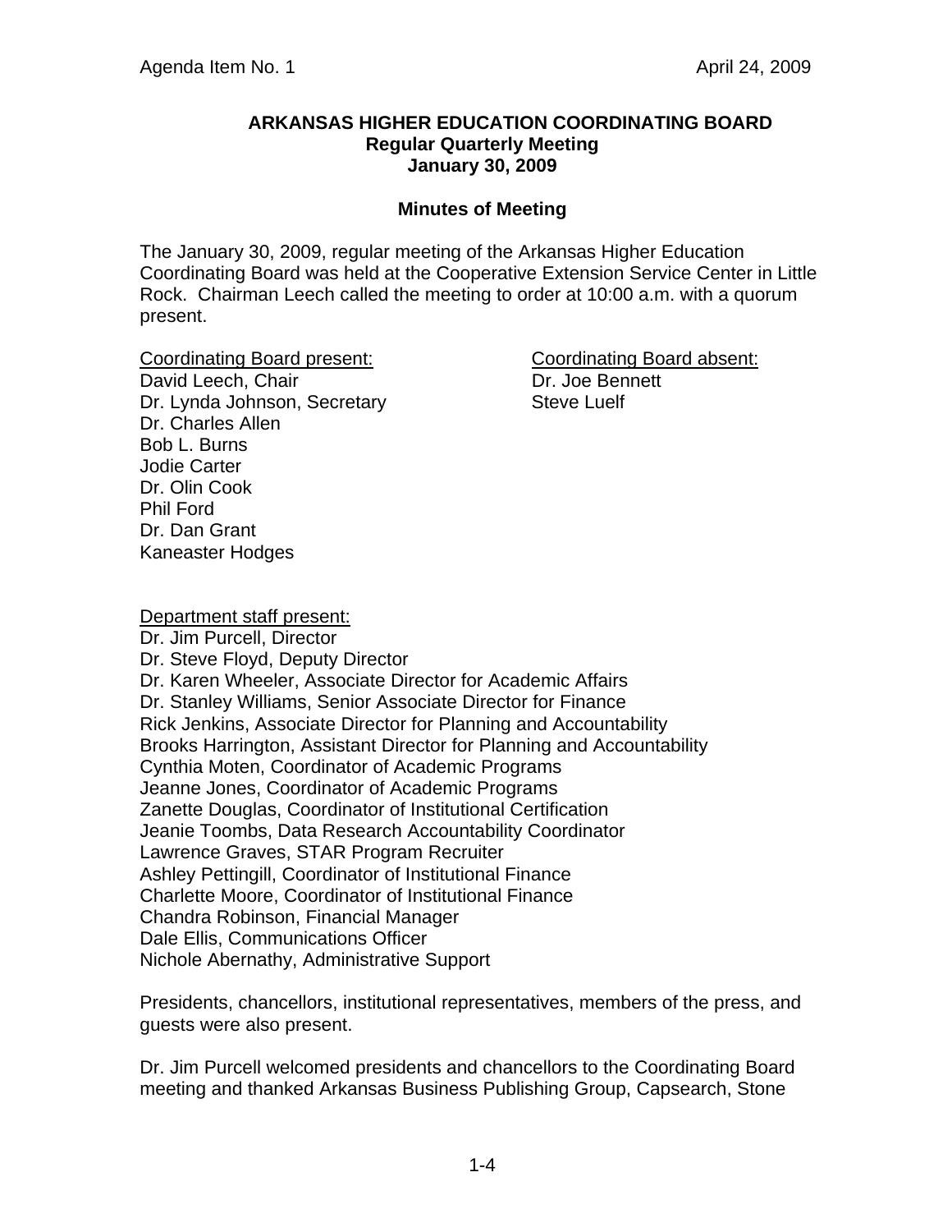**ARKANSAS HIGHER EDUCATION COORDINATING BOARD**
**Regular Quarterly Meeting**
**January 30, 2009**

**Minutes of Meeting**

The January 30, 2009, regular meeting of the Arkansas Higher Education Coordinating Board was held at the Cooperative Extension Service Center in Little Rock. Chairman Leech called the meeting to order at 10:00 a.m. with a quorum present.

Coordinating Board present:
David Leech, Chair
Dr. Lynda Johnson, Secretary
Dr. Charles Allen
Bob L. Burns
Jodie Carter
Dr. Olin Cook
Phil Ford
Dr. Dan Grant
Kaneaster Hodges

Coordinating Board absent:
Dr. Joe Bennett
Steve Luelf

Department staff present:
Dr. Jim Purcell, Director
Dr. Steve Floyd, Deputy Director
Dr. Karen Wheeler, Associate Director for Academic Affairs
Dr. Stanley Williams, Senior Associate Director for Finance
Rick Jenkins, Associate Director for Planning and Accountability
Brooks Harrington, Assistant Director for Planning and Accountability
Cynthia Moten, Coordinator of Academic Programs
Jeanne Jones, Coordinator of Academic Programs
Zanette Douglas, Coordinator of Institutional Certification
Jeanie Toombs, Data Research Accountability Coordinator
Lawrence Graves, STAR Program Recruiter
Ashley Pettingill, Coordinator of Institutional Finance
Charlette Moore, Coordinator of Institutional Finance
Chandra Robinson, Financial Manager
Dale Ellis, Communications Officer
Nichole Abernathy, Administrative Support

Presidents, chancellors, institutional representatives, members of the press, and guests were also present.

Dr. Jim Purcell welcomed presidents and chancellors to the Coordinating Board meeting and thanked Arkansas Business Publishing Group, Capsearch, Stone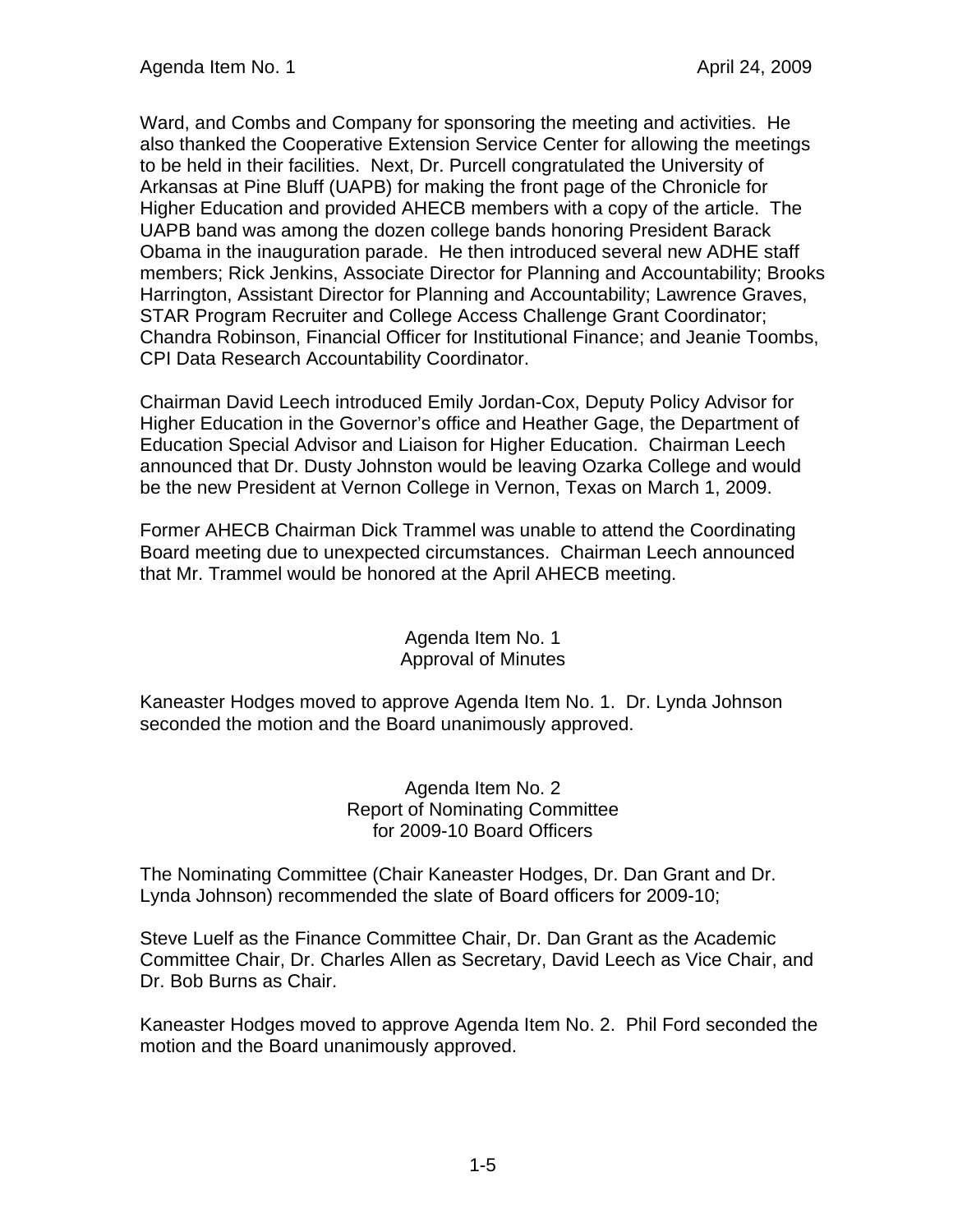Ward, and Combs and Company for sponsoring the meeting and activities. He also thanked the Cooperative Extension Service Center for allowing the meetings to be held in their facilities. Next, Dr. Purcell congratulated the University of Arkansas at Pine Bluff (UAPB) for making the front page of the Chronicle for Higher Education and provided AHECB members with a copy of the article. The UAPB band was among the dozen college bands honoring President Barack Obama in the inauguration parade. He then introduced several new ADHE staff members; Rick Jenkins, Associate Director for Planning and Accountability; Brooks Harrington, Assistant Director for Planning and Accountability; Lawrence Graves, STAR Program Recruiter and College Access Challenge Grant Coordinator; Chandra Robinson, Financial Officer for Institutional Finance; and Jeanie Toombs, CPI Data Research Accountability Coordinator.

Chairman David Leech introduced Emily Jordan-Cox, Deputy Policy Advisor for Higher Education in the Governor's office and Heather Gage, the Department of Education Special Advisor and Liaison for Higher Education. Chairman Leech announced that Dr. Dusty Johnston would be leaving Ozarka College and would be the new President at Vernon College in Vernon, Texas on March 1, 2009.

Former AHECB Chairman Dick Trammel was unable to attend the Coordinating Board meeting due to unexpected circumstances. Chairman Leech announced that Mr. Trammel would be honored at the April AHECB meeting.

## Agenda Item No. 1
## Approval of Minutes

Kaneaster Hodges moved to approve Agenda Item No. 1. Dr. Lynda Johnson seconded the motion and the Board unanimously approved.

## Agenda Item No. 2
## Report of Nominating Committee for 2009-10 Board Officers

The Nominating Committee (Chair Kaneaster Hodges, Dr. Dan Grant and Dr. Lynda Johnson) recommended the slate of Board officers for 2009-10;

Steve Luelf as the Finance Committee Chair, Dr. Dan Grant as the Academic Committee Chair, Dr. Charles Allen as Secretary, David Leech as Vice Chair, and Dr. Bob Burns as Chair.

Kaneaster Hodges moved to approve Agenda Item No. 2. Phil Ford seconded the motion and the Board unanimously approved.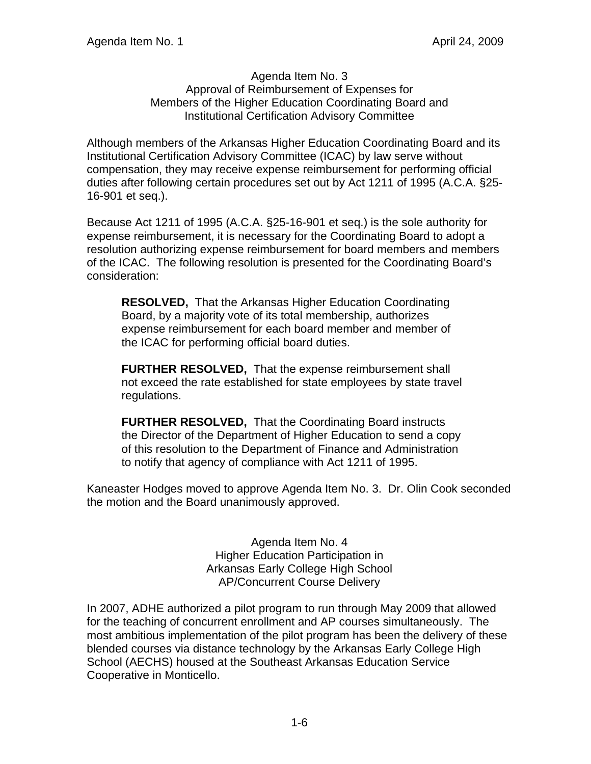## Agenda Item No. 3
## Approval of Reimbursement of Expenses for Members of the Higher Education Coordinating Board and Institutional Certification Advisory Committee

Although members of the Arkansas Higher Education Coordinating Board and its Institutional Certification Advisory Committee (ICAC) by law serve without compensation, they may receive expense reimbursement for performing official duties after following certain procedures set out by Act 1211 of 1995 (A.C.A. §25-16-901 et seq.).

Because Act 1211 of 1995 (A.C.A. §25-16-901 et seq.) is the sole authority for expense reimbursement, it is necessary for the Coordinating Board to adopt a resolution authorizing expense reimbursement for board members and members of the ICAC. The following resolution is presented for the Coordinating Board's consideration:

> **RESOLVED,** That the Arkansas Higher Education Coordinating Board, by a majority vote of its total membership, authorizes expense reimbursement for each board member and member of the ICAC for performing official board duties.
>
> **FURTHER RESOLVED,** That the expense reimbursement shall not exceed the rate established for state employees by state travel regulations.
>
> **FURTHER RESOLVED,** That the Coordinating Board instructs the Director of the Department of Higher Education to send a copy of this resolution to the Department of Finance and Administration to notify that agency of compliance with Act 1211 of 1995.

Kaneaster Hodges moved to approve Agenda Item No. 3. Dr. Olin Cook seconded the motion and the Board unanimously approved.

## Agenda Item No. 4
## Higher Education Participation in Arkansas Early College High School AP/Concurrent Course Delivery

In 2007, ADHE authorized a pilot program to run through May 2009 that allowed for the teaching of concurrent enrollment and AP courses simultaneously. The most ambitious implementation of the pilot program has been the delivery of these blended courses via distance technology by the Arkansas Early College High School (AECHS) housed at the Southeast Arkansas Education Service Cooperative in Monticello.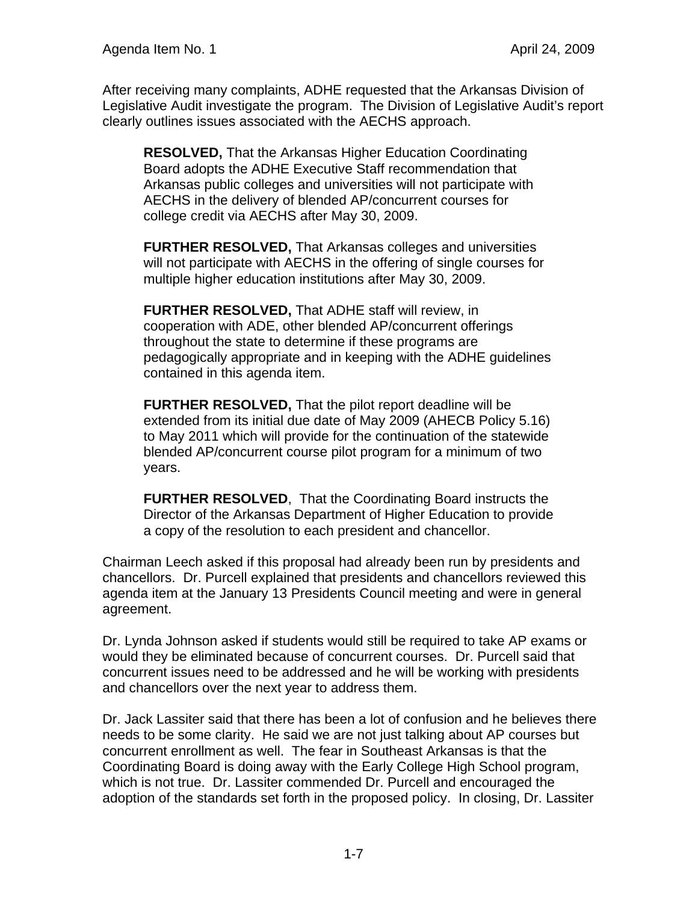After receiving many complaints, ADHE requested that the Arkansas Division of Legislative Audit investigate the program. The Division of Legislative Audit's report clearly outlines issues associated with the AECHS approach.

> **RESOLVED,** That the Arkansas Higher Education Coordinating Board adopts the ADHE Executive Staff recommendation that Arkansas public colleges and universities will not participate with AECHS in the delivery of blended AP/concurrent courses for college credit via AECHS after May 30, 2009.
>
> **FURTHER RESOLVED,** That Arkansas colleges and universities will not participate with AECHS in the offering of single courses for multiple higher education institutions after May 30, 2009.
>
> **FURTHER RESOLVED,** That ADHE staff will review, in cooperation with ADE, other blended AP/concurrent offerings throughout the state to determine if these programs are pedagogically appropriate and in keeping with the ADHE guidelines contained in this agenda item.
>
> **FURTHER RESOLVED,** That the pilot report deadline will be extended from its initial due date of May 2009 (AHECB Policy 5.16) to May 2011 which will provide for the continuation of the statewide blended AP/concurrent course pilot program for a minimum of two years.
>
> **FURTHER RESOLVED**, That the Coordinating Board instructs the Director of the Arkansas Department of Higher Education to provide a copy of the resolution to each president and chancellor.

Chairman Leech asked if this proposal had already been run by presidents and chancellors. Dr. Purcell explained that presidents and chancellors reviewed this agenda item at the January 13 Presidents Council meeting and were in general agreement.

Dr. Lynda Johnson asked if students would still be required to take AP exams or would they be eliminated because of concurrent courses. Dr. Purcell said that concurrent issues need to be addressed and he will be working with presidents and chancellors over the next year to address them.

Dr. Jack Lassiter said that there has been a lot of confusion and he believes there needs to be some clarity. He said we are not just talking about AP courses but concurrent enrollment as well. The fear in Southeast Arkansas is that the Coordinating Board is doing away with the Early College High School program, which is not true. Dr. Lassiter commended Dr. Purcell and encouraged the adoption of the standards set forth in the proposed policy. In closing, Dr. Lassiter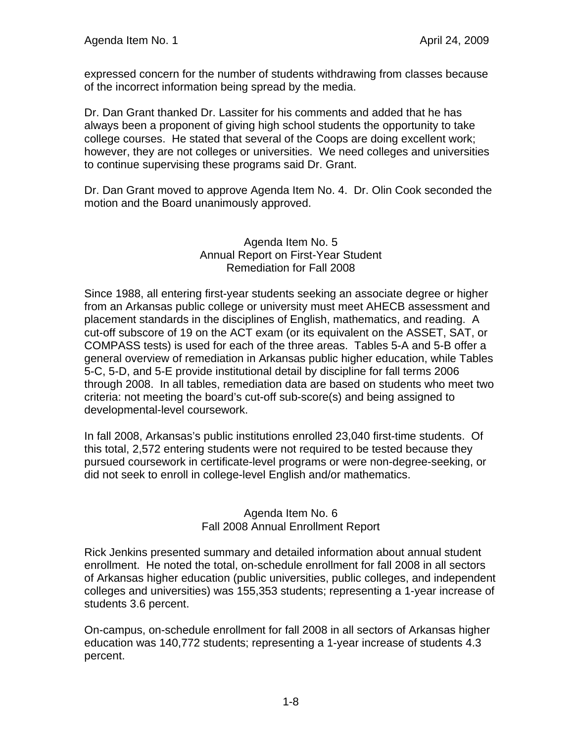expressed concern for the number of students withdrawing from classes because of the incorrect information being spread by the media.

Dr. Dan Grant thanked Dr. Lassiter for his comments and added that he has always been a proponent of giving high school students the opportunity to take college courses. He stated that several of the Coops are doing excellent work; however, they are not colleges or universities. We need colleges and universities to continue supervising these programs said Dr. Grant.

Dr. Dan Grant moved to approve Agenda Item No. 4. Dr. Olin Cook seconded the motion and the Board unanimously approved.

## Agenda Item No. 5
## Annual Report on First-Year Student Remediation for Fall 2008

Since 1988, all entering first-year students seeking an associate degree or higher from an Arkansas public college or university must meet AHECB assessment and placement standards in the disciplines of English, mathematics, and reading. A cut-off subscore of 19 on the ACT exam (or its equivalent on the ASSET, SAT, or COMPASS tests) is used for each of the three areas. Tables 5-A and 5-B offer a general overview of remediation in Arkansas public higher education, while Tables 5-C, 5-D, and 5-E provide institutional detail by discipline for fall terms 2006 through 2008. In all tables, remediation data are based on students who meet two criteria: not meeting the board's cut-off sub-score(s) and being assigned to developmental-level coursework.

In fall 2008, Arkansas's public institutions enrolled 23,040 first-time students. Of this total, 2,572 entering students were not required to be tested because they pursued coursework in certificate-level programs or were non-degree-seeking, or did not seek to enroll in college-level English and/or mathematics.

## Agenda Item No. 6
## Fall 2008 Annual Enrollment Report

Rick Jenkins presented summary and detailed information about annual student enrollment. He noted the total, on-schedule enrollment for fall 2008 in all sectors of Arkansas higher education (public universities, public colleges, and independent colleges and universities) was 155,353 students; representing a 1-year increase of students 3.6 percent.

On-campus, on-schedule enrollment for fall 2008 in all sectors of Arkansas higher education was 140,772 students; representing a 1-year increase of students 4.3 percent.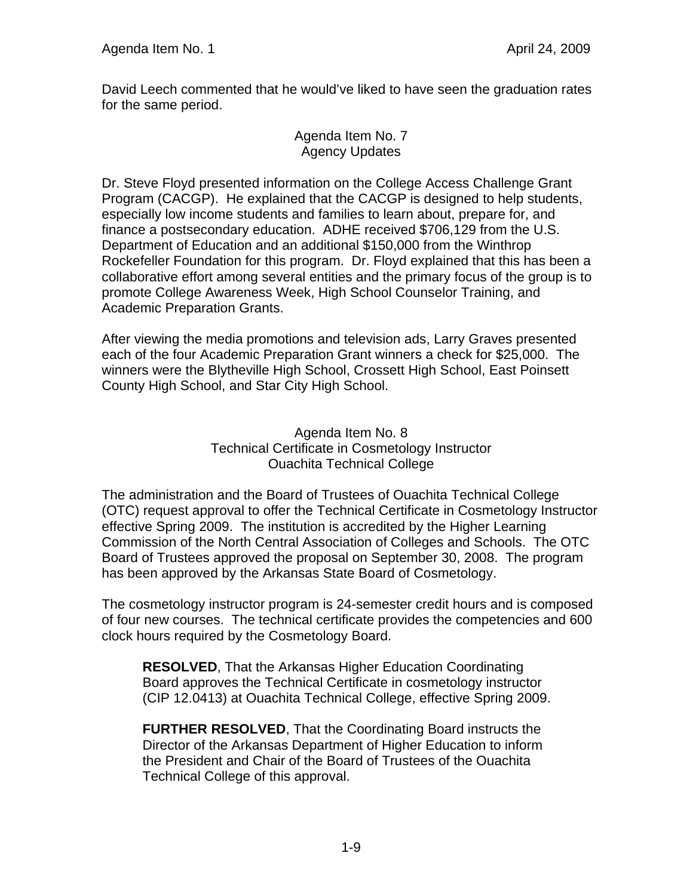David Leech commented that he would've liked to have seen the graduation rates for the same period.

## Agenda Item No. 7
## Agency Updates

Dr. Steve Floyd presented information on the College Access Challenge Grant Program (CACGP). He explained that the CACGP is designed to help students, especially low income students and families to learn about, prepare for, and finance a postsecondary education. ADHE received $706,129 from the U.S. Department of Education and an additional $150,000 from the Winthrop Rockefeller Foundation for this program. Dr. Floyd explained that this has been a collaborative effort among several entities and the primary focus of the group is to promote College Awareness Week, High School Counselor Training, and Academic Preparation Grants.

After viewing the media promotions and television ads, Larry Graves presented each of the four Academic Preparation Grant winners a check for $25,000. The winners were the Blytheville High School, Crossett High School, East Poinsett County High School, and Star City High School.

## Agenda Item No. 8
## Technical Certificate in Cosmetology Instructor
## Ouachita Technical College

The administration and the Board of Trustees of Ouachita Technical College (OTC) request approval to offer the Technical Certificate in Cosmetology Instructor effective Spring 2009. The institution is accredited by the Higher Learning Commission of the North Central Association of Colleges and Schools. The OTC Board of Trustees approved the proposal on September 30, 2008. The program has been approved by the Arkansas State Board of Cosmetology.

The cosmetology instructor program is 24-semester credit hours and is composed of four new courses. The technical certificate provides the competencies and 600 clock hours required by the Cosmetology Board.

> **RESOLVED**, That the Arkansas Higher Education Coordinating Board approves the Technical Certificate in cosmetology instructor (CIP 12.0413) at Ouachita Technical College, effective Spring 2009.
>
> **FURTHER RESOLVED**, That the Coordinating Board instructs the Director of the Arkansas Department of Higher Education to inform the President and Chair of the Board of Trustees of the Ouachita Technical College of this approval.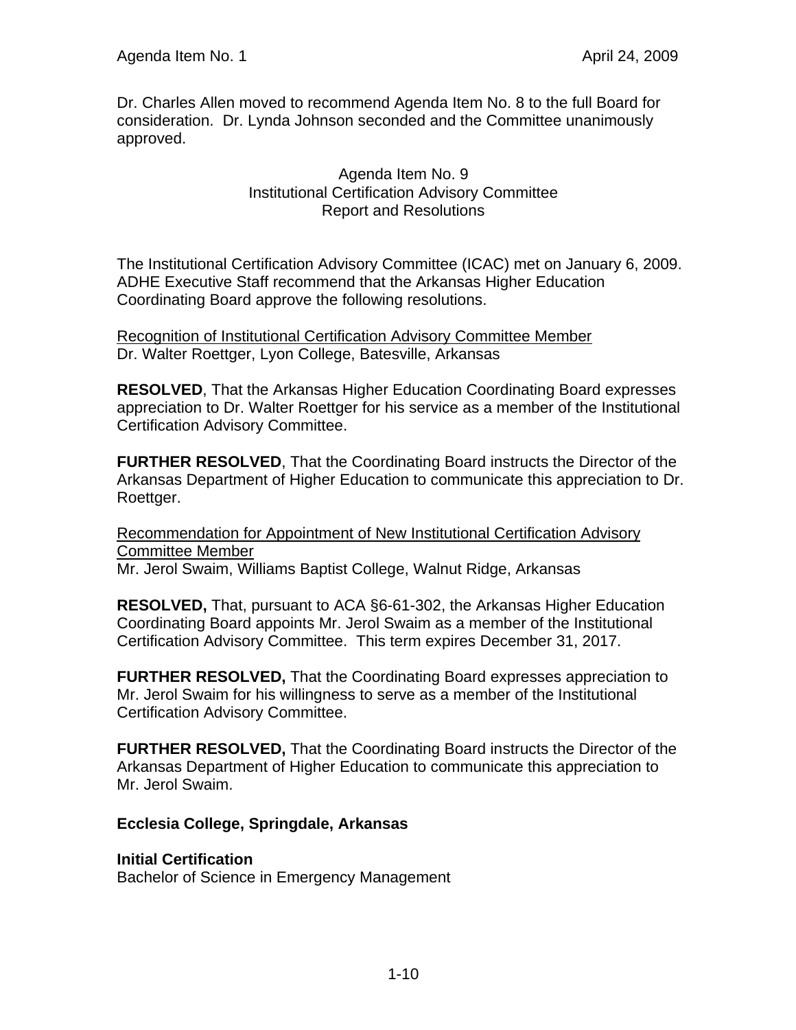Dr. Charles Allen moved to recommend Agenda Item No. 8 to the full Board for consideration. Dr. Lynda Johnson seconded and the Committee unanimously approved.

## Agenda Item No. 9
## Institutional Certification Advisory Committee
## Report and Resolutions

The Institutional Certification Advisory Committee (ICAC) met on January 6, 2009. ADHE Executive Staff recommend that the Arkansas Higher Education Coordinating Board approve the following resolutions.

<u>Recognition of Institutional Certification Advisory Committee Member</u>
Dr. Walter Roettger, Lyon College, Batesville, Arkansas

**RESOLVED**, That the Arkansas Higher Education Coordinating Board expresses appreciation to Dr. Walter Roettger for his service as a member of the Institutional Certification Advisory Committee.

**FURTHER RESOLVED**, That the Coordinating Board instructs the Director of the Arkansas Department of Higher Education to communicate this appreciation to Dr. Roettger.

<u>Recommendation for Appointment of New Institutional Certification Advisory Committee Member</u>
Mr. Jerol Swaim, Williams Baptist College, Walnut Ridge, Arkansas

**RESOLVED,** That, pursuant to ACA §6-61-302, the Arkansas Higher Education Coordinating Board appoints Mr. Jerol Swaim as a member of the Institutional Certification Advisory Committee. This term expires December 31, 2017.

**FURTHER RESOLVED,** That the Coordinating Board expresses appreciation to Mr. Jerol Swaim for his willingness to serve as a member of the Institutional Certification Advisory Committee.

**FURTHER RESOLVED,** That the Coordinating Board instructs the Director of the Arkansas Department of Higher Education to communicate this appreciation to Mr. Jerol Swaim.

**Ecclesia College, Springdale, Arkansas**

**Initial Certification**
Bachelor of Science in Emergency Management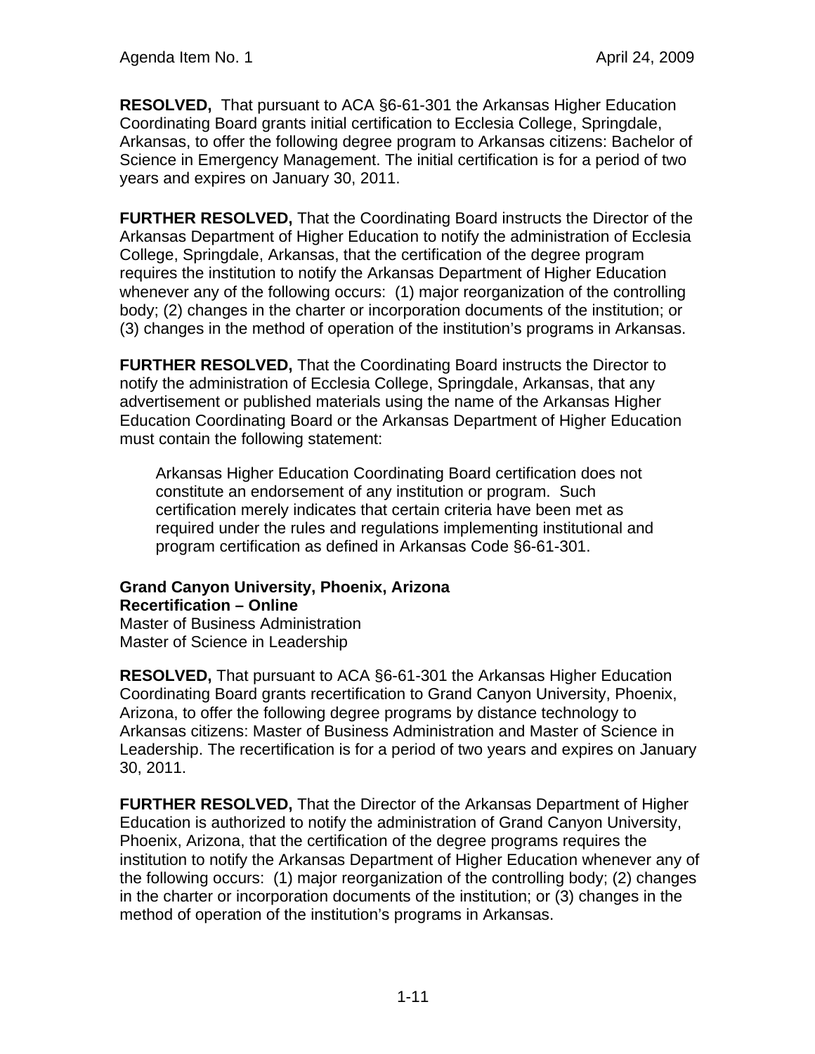**RESOLVED,** That pursuant to ACA §6-61-301 the Arkansas Higher Education Coordinating Board grants initial certification to Ecclesia College, Springdale, Arkansas, to offer the following degree program to Arkansas citizens: Bachelor of Science in Emergency Management. The initial certification is for a period of two years and expires on January 30, 2011.

**FURTHER RESOLVED,** That the Coordinating Board instructs the Director of the Arkansas Department of Higher Education to notify the administration of Ecclesia College, Springdale, Arkansas, that the certification of the degree program requires the institution to notify the Arkansas Department of Higher Education whenever any of the following occurs: (1) major reorganization of the controlling body; (2) changes in the charter or incorporation documents of the institution; or (3) changes in the method of operation of the institution's programs in Arkansas.

**FURTHER RESOLVED,** That the Coordinating Board instructs the Director to notify the administration of Ecclesia College, Springdale, Arkansas, that any advertisement or published materials using the name of the Arkansas Higher Education Coordinating Board or the Arkansas Department of Higher Education must contain the following statement:

> Arkansas Higher Education Coordinating Board certification does not constitute an endorsement of any institution or program. Such certification merely indicates that certain criteria have been met as required under the rules and regulations implementing institutional and program certification as defined in Arkansas Code §6-61-301.

**Grand Canyon University, Phoenix, Arizona**
**Recertification – Online**
Master of Business Administration
Master of Science in Leadership

**RESOLVED,** That pursuant to ACA §6-61-301 the Arkansas Higher Education Coordinating Board grants recertification to Grand Canyon University, Phoenix, Arizona, to offer the following degree programs by distance technology to Arkansas citizens: Master of Business Administration and Master of Science in Leadership. The recertification is for a period of two years and expires on January 30, 2011.

**FURTHER RESOLVED,** That the Director of the Arkansas Department of Higher Education is authorized to notify the administration of Grand Canyon University, Phoenix, Arizona, that the certification of the degree programs requires the institution to notify the Arkansas Department of Higher Education whenever any of the following occurs: (1) major reorganization of the controlling body; (2) changes in the charter or incorporation documents of the institution; or (3) changes in the method of operation of the institution's programs in Arkansas.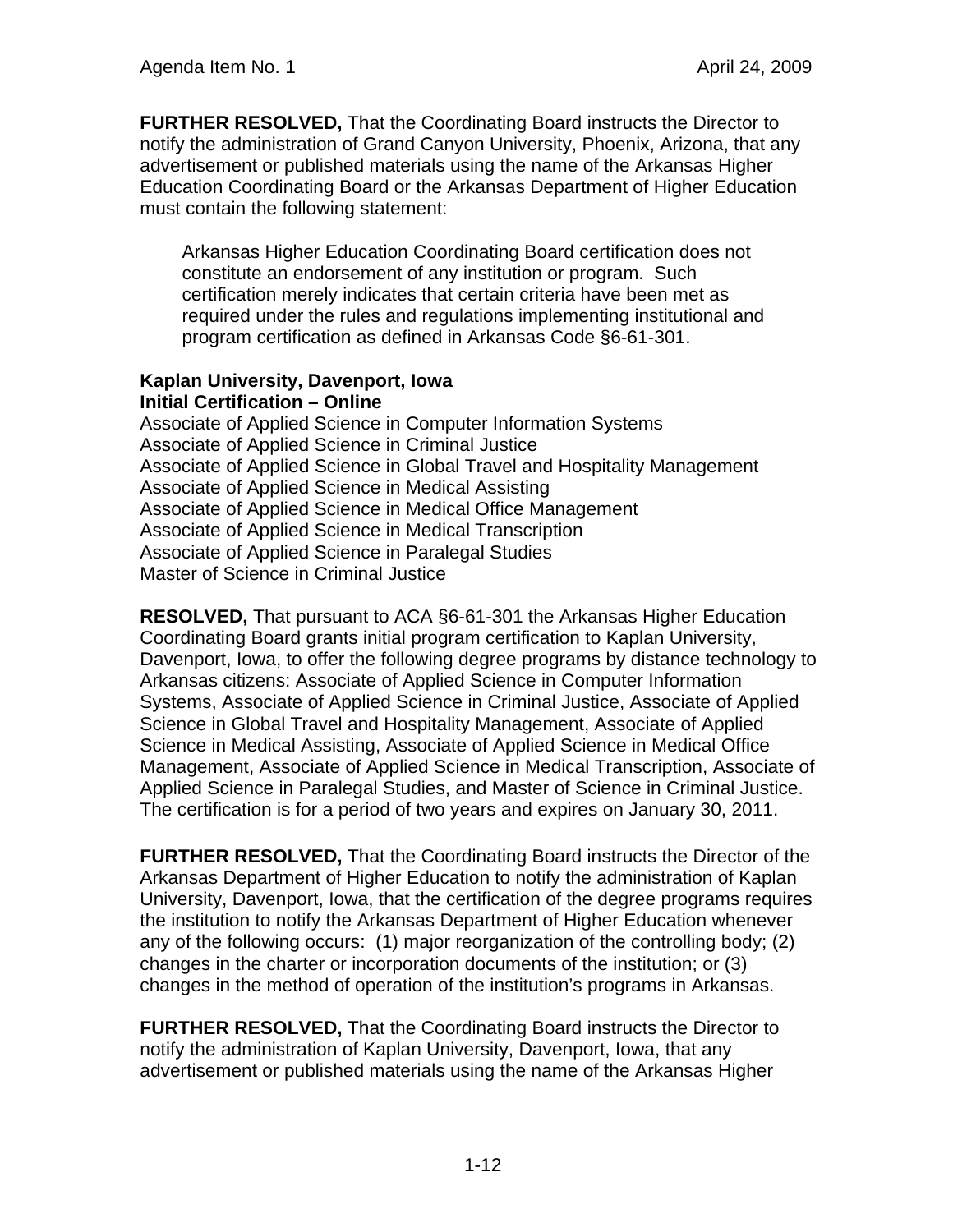**FURTHER RESOLVED,** That the Coordinating Board instructs the Director to notify the administration of Grand Canyon University, Phoenix, Arizona, that any advertisement or published materials using the name of the Arkansas Higher Education Coordinating Board or the Arkansas Department of Higher Education must contain the following statement:

> Arkansas Higher Education Coordinating Board certification does not constitute an endorsement of any institution or program. Such certification merely indicates that certain criteria have been met as required under the rules and regulations implementing institutional and program certification as defined in Arkansas Code §6-61-301.

**Kaplan University, Davenport, Iowa**
**Initial Certification – Online**

Associate of Applied Science in Computer Information Systems
Associate of Applied Science in Criminal Justice
Associate of Applied Science in Global Travel and Hospitality Management
Associate of Applied Science in Medical Assisting
Associate of Applied Science in Medical Office Management
Associate of Applied Science in Medical Transcription
Associate of Applied Science in Paralegal Studies
Master of Science in Criminal Justice

**RESOLVED,** That pursuant to ACA §6-61-301 the Arkansas Higher Education Coordinating Board grants initial program certification to Kaplan University, Davenport, Iowa, to offer the following degree programs by distance technology to Arkansas citizens: Associate of Applied Science in Computer Information Systems, Associate of Applied Science in Criminal Justice, Associate of Applied Science in Global Travel and Hospitality Management, Associate of Applied Science in Medical Assisting, Associate of Applied Science in Medical Office Management, Associate of Applied Science in Medical Transcription, Associate of Applied Science in Paralegal Studies, and Master of Science in Criminal Justice. The certification is for a period of two years and expires on January 30, 2011.

**FURTHER RESOLVED,** That the Coordinating Board instructs the Director of the Arkansas Department of Higher Education to notify the administration of Kaplan University, Davenport, Iowa, that the certification of the degree programs requires the institution to notify the Arkansas Department of Higher Education whenever any of the following occurs: (1) major reorganization of the controlling body; (2) changes in the charter or incorporation documents of the institution; or (3) changes in the method of operation of the institution's programs in Arkansas.

**FURTHER RESOLVED,** That the Coordinating Board instructs the Director to notify the administration of Kaplan University, Davenport, Iowa, that any advertisement or published materials using the name of the Arkansas Higher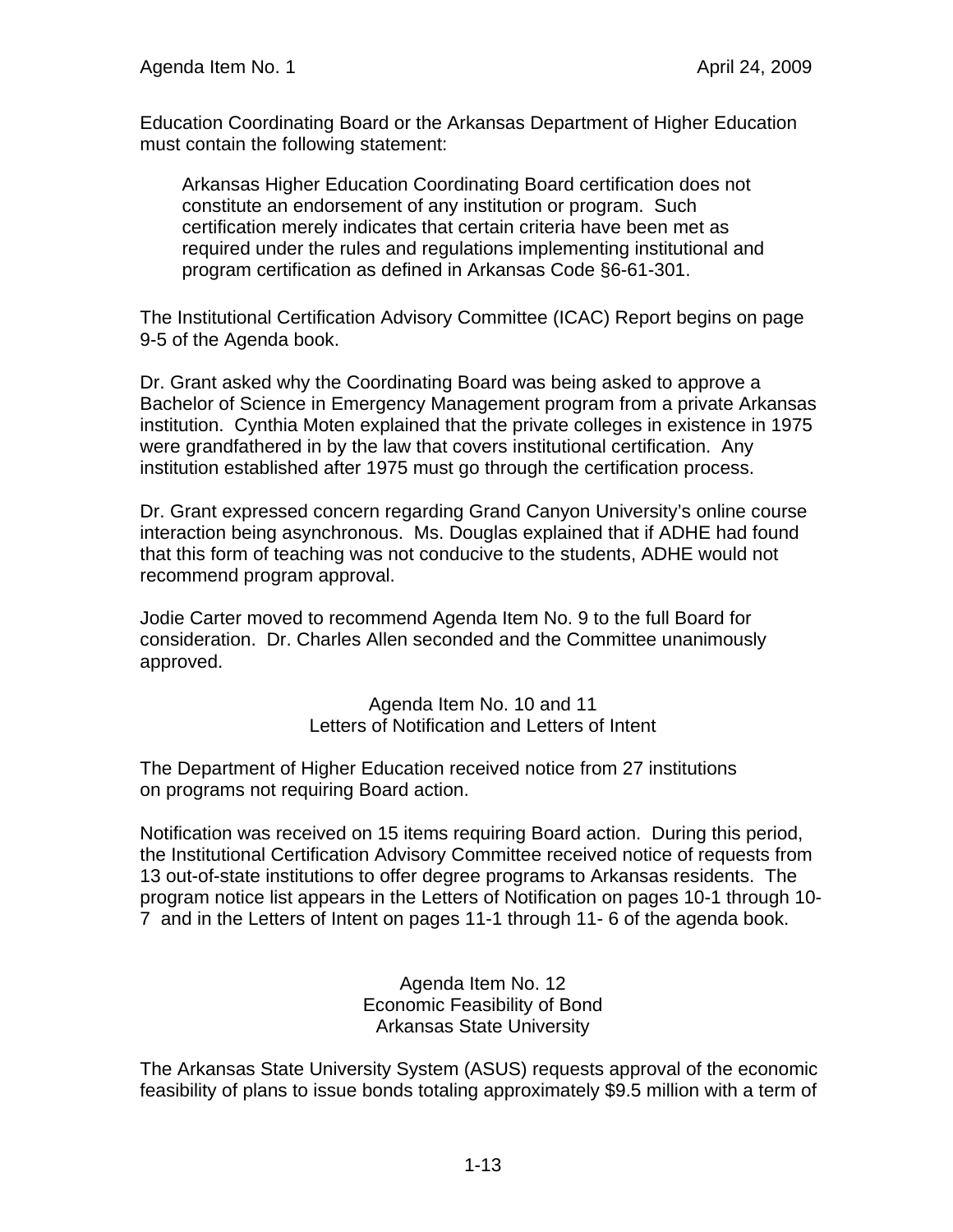Education Coordinating Board or the Arkansas Department of Higher Education must contain the following statement:

> Arkansas Higher Education Coordinating Board certification does not constitute an endorsement of any institution or program. Such certification merely indicates that certain criteria have been met as required under the rules and regulations implementing institutional and program certification as defined in Arkansas Code §6-61-301.

The Institutional Certification Advisory Committee (ICAC) Report begins on page 9-5 of the Agenda book.

Dr. Grant asked why the Coordinating Board was being asked to approve a Bachelor of Science in Emergency Management program from a private Arkansas institution. Cynthia Moten explained that the private colleges in existence in 1975 were grandfathered in by the law that covers institutional certification. Any institution established after 1975 must go through the certification process.

Dr. Grant expressed concern regarding Grand Canyon University's online course interaction being asynchronous. Ms. Douglas explained that if ADHE had found that this form of teaching was not conducive to the students, ADHE would not recommend program approval.

Jodie Carter moved to recommend Agenda Item No. 9 to the full Board for consideration. Dr. Charles Allen seconded and the Committee unanimously approved.

## Agenda Item No. 10 and 11
## Letters of Notification and Letters of Intent

The Department of Higher Education received notice from 27 institutions on programs not requiring Board action.

Notification was received on 15 items requiring Board action. During this period, the Institutional Certification Advisory Committee received notice of requests from 13 out-of-state institutions to offer degree programs to Arkansas residents. The program notice list appears in the Letters of Notification on pages 10-1 through 10-7 and in the Letters of Intent on pages 11-1 through 11- 6 of the agenda book.

## Agenda Item No. 12
## Economic Feasibility of Bond
## Arkansas State University

The Arkansas State University System (ASUS) requests approval of the economic feasibility of plans to issue bonds totaling approximately $9.5 million with a term of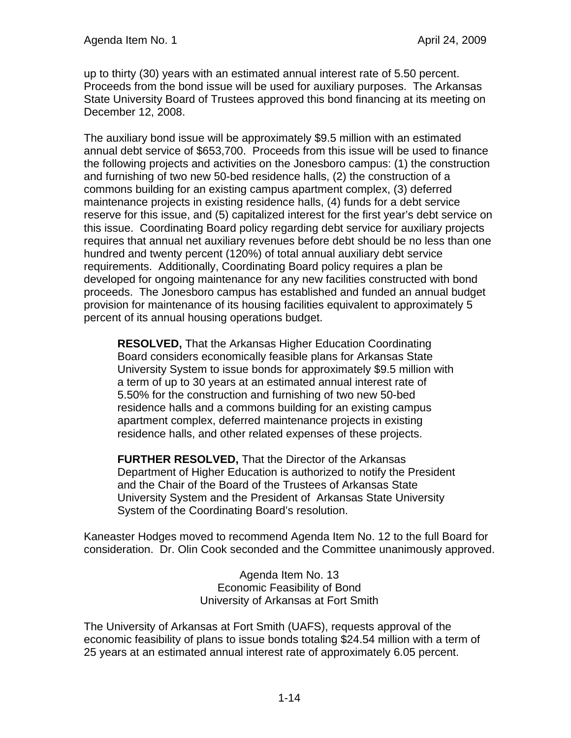up to thirty (30) years with an estimated annual interest rate of 5.50 percent. Proceeds from the bond issue will be used for auxiliary purposes. The Arkansas State University Board of Trustees approved this bond financing at its meeting on December 12, 2008.

The auxiliary bond issue will be approximately $9.5 million with an estimated annual debt service of $653,700. Proceeds from this issue will be used to finance the following projects and activities on the Jonesboro campus: (1) the construction and furnishing of two new 50-bed residence halls, (2) the construction of a commons building for an existing campus apartment complex, (3) deferred maintenance projects in existing residence halls, (4) funds for a debt service reserve for this issue, and (5) capitalized interest for the first year's debt service on this issue. Coordinating Board policy regarding debt service for auxiliary projects requires that annual net auxiliary revenues before debt should be no less than one hundred and twenty percent (120%) of total annual auxiliary debt service requirements. Additionally, Coordinating Board policy requires a plan be developed for ongoing maintenance for any new facilities constructed with bond proceeds. The Jonesboro campus has established and funded an annual budget provision for maintenance of its housing facilities equivalent to approximately 5 percent of its annual housing operations budget.

> **RESOLVED,** That the Arkansas Higher Education Coordinating Board considers economically feasible plans for Arkansas State University System to issue bonds for approximately $9.5 million with a term of up to 30 years at an estimated annual interest rate of 5.50% for the construction and furnishing of two new 50-bed residence halls and a commons building for an existing campus apartment complex, deferred maintenance projects in existing residence halls, and other related expenses of these projects.
>
> **FURTHER RESOLVED,** That the Director of the Arkansas Department of Higher Education is authorized to notify the President and the Chair of the Board of the Trustees of Arkansas State University System and the President of Arkansas State University System of the Coordinating Board's resolution.

Kaneaster Hodges moved to recommend Agenda Item No. 12 to the full Board for consideration. Dr. Olin Cook seconded and the Committee unanimously approved.

### Agenda Item No. 13
### Economic Feasibility of Bond
### University of Arkansas at Fort Smith

The University of Arkansas at Fort Smith (UAFS), requests approval of the economic feasibility of plans to issue bonds totaling $24.54 million with a term of 25 years at an estimated annual interest rate of approximately 6.05 percent.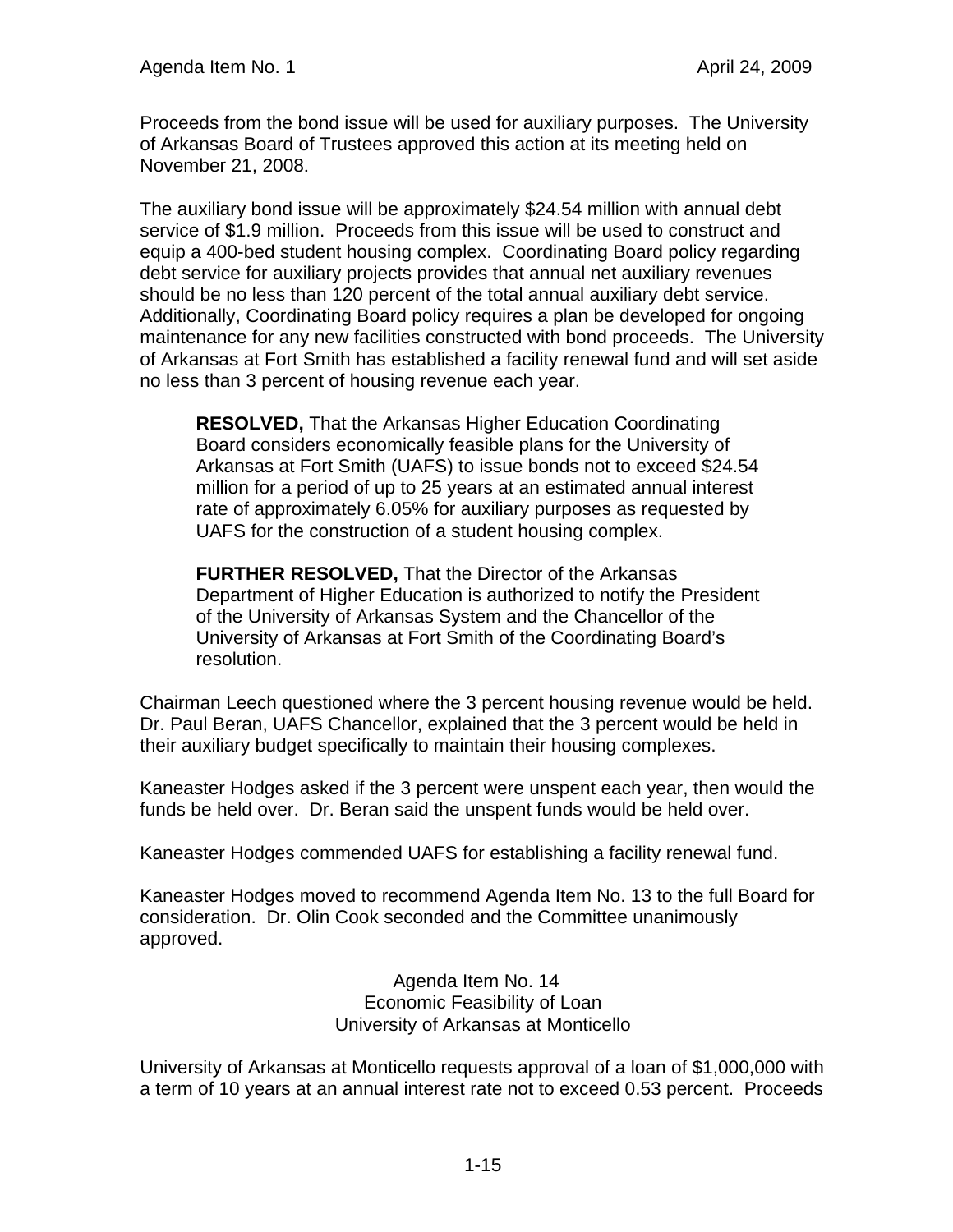Proceeds from the bond issue will be used for auxiliary purposes. The University of Arkansas Board of Trustees approved this action at its meeting held on November 21, 2008.

The auxiliary bond issue will be approximately $24.54 million with annual debt service of $1.9 million. Proceeds from this issue will be used to construct and equip a 400-bed student housing complex. Coordinating Board policy regarding debt service for auxiliary projects provides that annual net auxiliary revenues should be no less than 120 percent of the total annual auxiliary debt service. Additionally, Coordinating Board policy requires a plan be developed for ongoing maintenance for any new facilities constructed with bond proceeds. The University of Arkansas at Fort Smith has established a facility renewal fund and will set aside no less than 3 percent of housing revenue each year.

> **RESOLVED,** That the Arkansas Higher Education Coordinating Board considers economically feasible plans for the University of Arkansas at Fort Smith (UAFS) to issue bonds not to exceed $24.54 million for a period of up to 25 years at an estimated annual interest rate of approximately 6.05% for auxiliary purposes as requested by UAFS for the construction of a student housing complex.
>
> **FURTHER RESOLVED,** That the Director of the Arkansas Department of Higher Education is authorized to notify the President of the University of Arkansas System and the Chancellor of the University of Arkansas at Fort Smith of the Coordinating Board's resolution.

Chairman Leech questioned where the 3 percent housing revenue would be held. Dr. Paul Beran, UAFS Chancellor, explained that the 3 percent would be held in their auxiliary budget specifically to maintain their housing complexes.

Kaneaster Hodges asked if the 3 percent were unspent each year, then would the funds be held over. Dr. Beran said the unspent funds would be held over.

Kaneaster Hodges commended UAFS for establishing a facility renewal fund.

Kaneaster Hodges moved to recommend Agenda Item No. 13 to the full Board for consideration. Dr. Olin Cook seconded and the Committee unanimously approved.

### Agenda Item No. 14
### Economic Feasibility of Loan
### University of Arkansas at Monticello

University of Arkansas at Monticello requests approval of a loan of $1,000,000 with a term of 10 years at an annual interest rate not to exceed 0.53 percent. Proceeds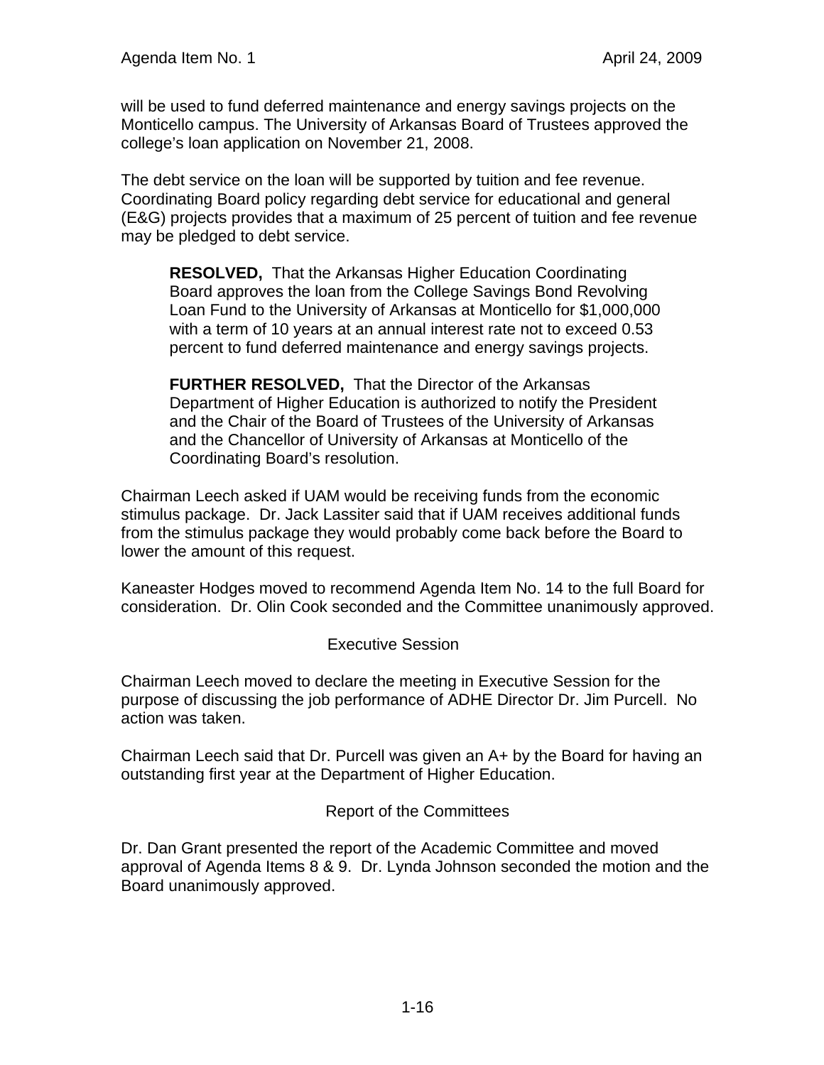will be used to fund deferred maintenance and energy savings projects on the Monticello campus. The University of Arkansas Board of Trustees approved the college's loan application on November 21, 2008.

The debt service on the loan will be supported by tuition and fee revenue. Coordinating Board policy regarding debt service for educational and general (E&G) projects provides that a maximum of 25 percent of tuition and fee revenue may be pledged to debt service.

> **RESOLVED,** That the Arkansas Higher Education Coordinating Board approves the loan from the College Savings Bond Revolving Loan Fund to the University of Arkansas at Monticello for $1,000,000 with a term of 10 years at an annual interest rate not to exceed 0.53 percent to fund deferred maintenance and energy savings projects.
>
> **FURTHER RESOLVED,** That the Director of the Arkansas Department of Higher Education is authorized to notify the President and the Chair of the Board of Trustees of the University of Arkansas and the Chancellor of University of Arkansas at Monticello of the Coordinating Board's resolution.

Chairman Leech asked if UAM would be receiving funds from the economic stimulus package. Dr. Jack Lassiter said that if UAM receives additional funds from the stimulus package they would probably come back before the Board to lower the amount of this request.

Kaneaster Hodges moved to recommend Agenda Item No. 14 to the full Board for consideration. Dr. Olin Cook seconded and the Committee unanimously approved.

## Executive Session

Chairman Leech moved to declare the meeting in Executive Session for the purpose of discussing the job performance of ADHE Director Dr. Jim Purcell. No action was taken.

Chairman Leech said that Dr. Purcell was given an A+ by the Board for having an outstanding first year at the Department of Higher Education.

## Report of the Committees

Dr. Dan Grant presented the report of the Academic Committee and moved approval of Agenda Items 8 & 9. Dr. Lynda Johnson seconded the motion and the Board unanimously approved.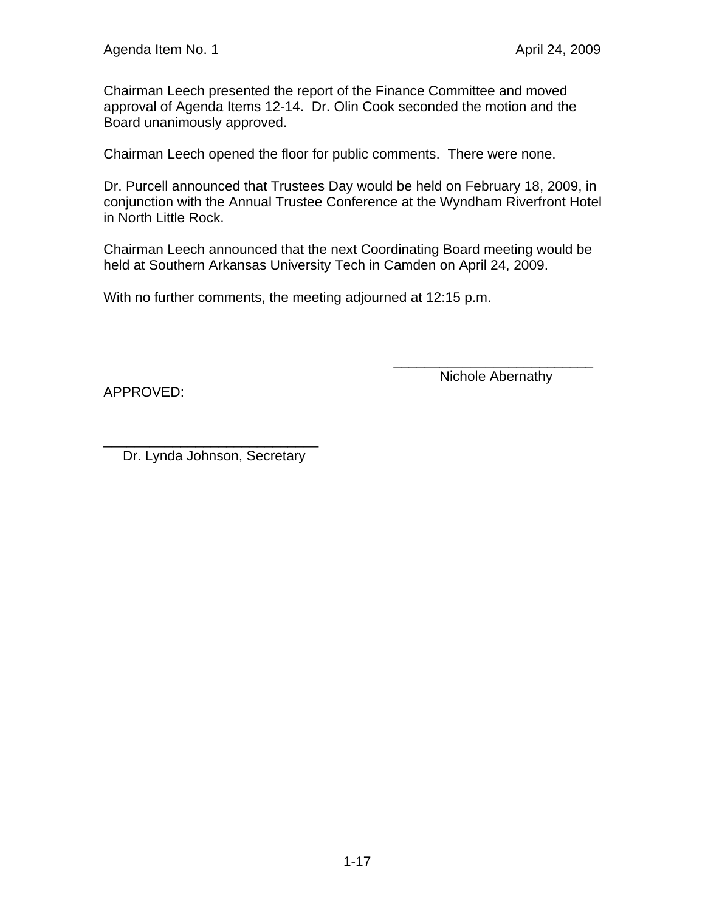Chairman Leech presented the report of the Finance Committee and moved approval of Agenda Items 12-14. Dr. Olin Cook seconded the motion and the Board unanimously approved.

Chairman Leech opened the floor for public comments. There were none.

Dr. Purcell announced that Trustees Day would be held on February 18, 2009, in conjunction with the Annual Trustee Conference at the Wyndham Riverfront Hotel in North Little Rock.

Chairman Leech announced that the next Coordinating Board meeting would be held at Southern Arkansas University Tech in Camden on April 24, 2009.

With no further comments, the meeting adjourned at 12:15 p.m.

\_\_\_\_\_\_\_\_\_\_\_\_\_\_\_\_\_\_\_\_\_\_\_\_\_\_\_
Nichole Abernathy

APPROVED:

\_\_\_\_\_\_\_\_\_\_\_\_\_\_\_\_\_\_\_\_\_\_\_\_\_\_\_\_
Dr. Lynda Johnson, Secretary